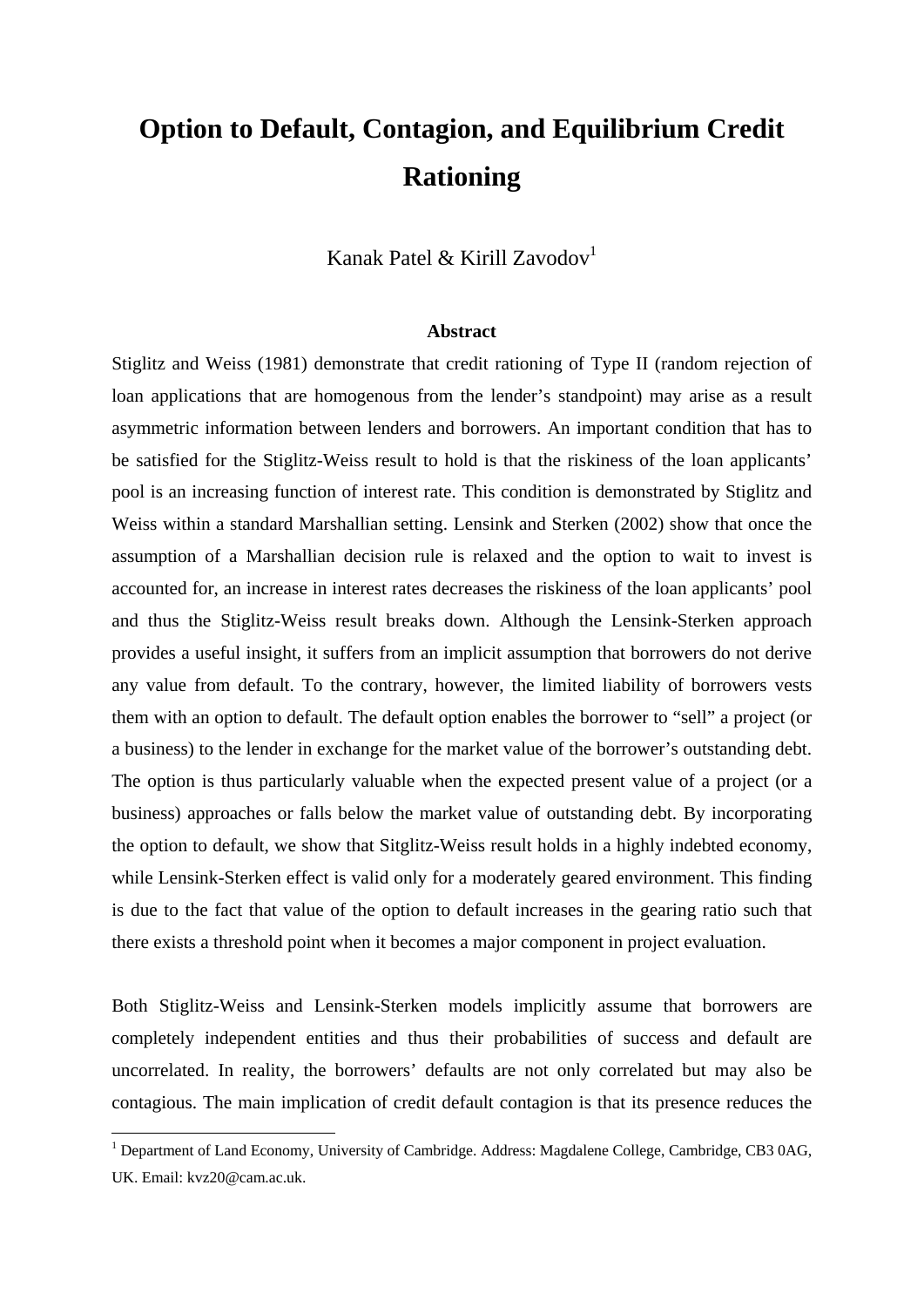# Option to Default, Contagion, and Equilibrium Credit Rationing

Kanak Patel & Kirill Zavodov[1]

### Abstract

Stiglitz and Weiss (1981) demonstrate that credit rationing of Type II (random rejection of loan applications that are homogenous from the lender's standpoint) may arise as a result asymmetric information between lenders and borrowers. An important condition that has to be satisfied for the Stiglitz-Weiss result to hold is that the riskiness of the loan applicants' pool is an increasing function of interest rate. This condition is demonstrated by Stiglitz and Weiss within a standard Marshallian setting. Lensink and Sterken (2002) show that once the assumption of a Marshallian decision rule is relaxed and the option to wait to invest is accounted for, an increase in interest rates decreases the riskiness of the loan applicants' pool and thus the Stiglitz-Weiss result breaks down. Although the Lensink-Sterken approach provides a useful insight, it suffers from an implicit assumption that borrowers do not derive any value from default. To the contrary, however, the limited liability of borrowers vests them with an option to default. The default option enables the borrower to "sell" a project (or a business) to the lender in exchange for the market value of the borrower's outstanding debt. The option is thus particularly valuable when the expected present value of a project (or a business) approaches or falls below the market value of outstanding debt. By incorporating the option to default, we show that Sitglitz-Weiss result holds in a highly indebted economy, while Lensink-Sterken effect is valid only for a moderately geared environment. This finding is due to the fact that value of the option to default increases in the gearing ratio such that there exists a threshold point when it becomes a major component in project evaluation.

Both Stiglitz-Weiss and Lensink-Sterken models implicitly assume that borrowers are completely independent entities and thus their probabilities of success and default are uncorrelated. In reality, the borrowers' defaults are not only correlated but may also be contagious. The main implication of credit default contagion is that its presence reduces the

[1] Department of Land Economy, University of Cambridge. Address: Magdalene College, Cambridge, CB3 0AG, UK. Email: kvz20@cam.ac.uk.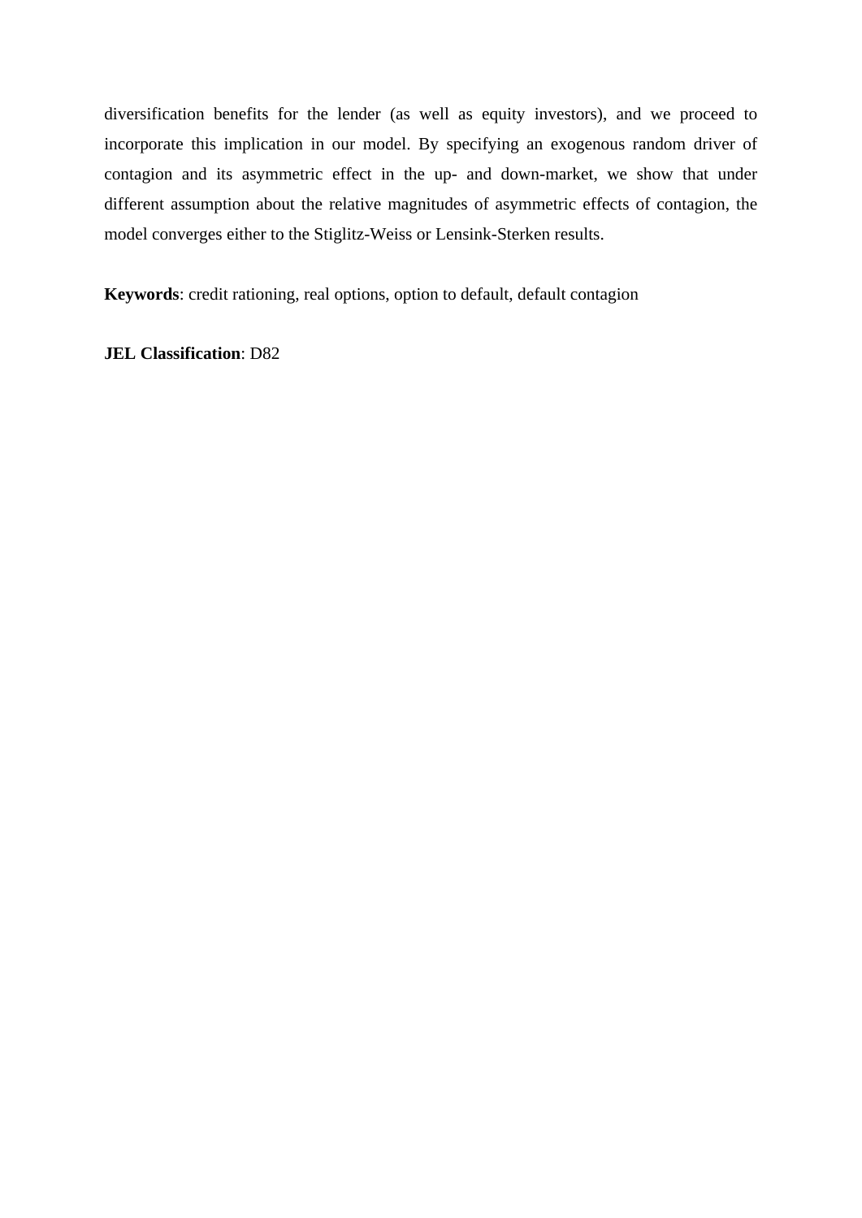diversification benefits for the lender (as well as equity investors), and we proceed to incorporate this implication in our model. By specifying an exogenous random driver of contagion and its asymmetric effect in the up- and down-market, we show that under different assumption about the relative magnitudes of asymmetric effects of contagion, the model converges either to the Stiglitz-Weiss or Lensink-Sterken results.

**Keywords**: credit rationing, real options, option to default, default contagion

**JEL Classification**: D82